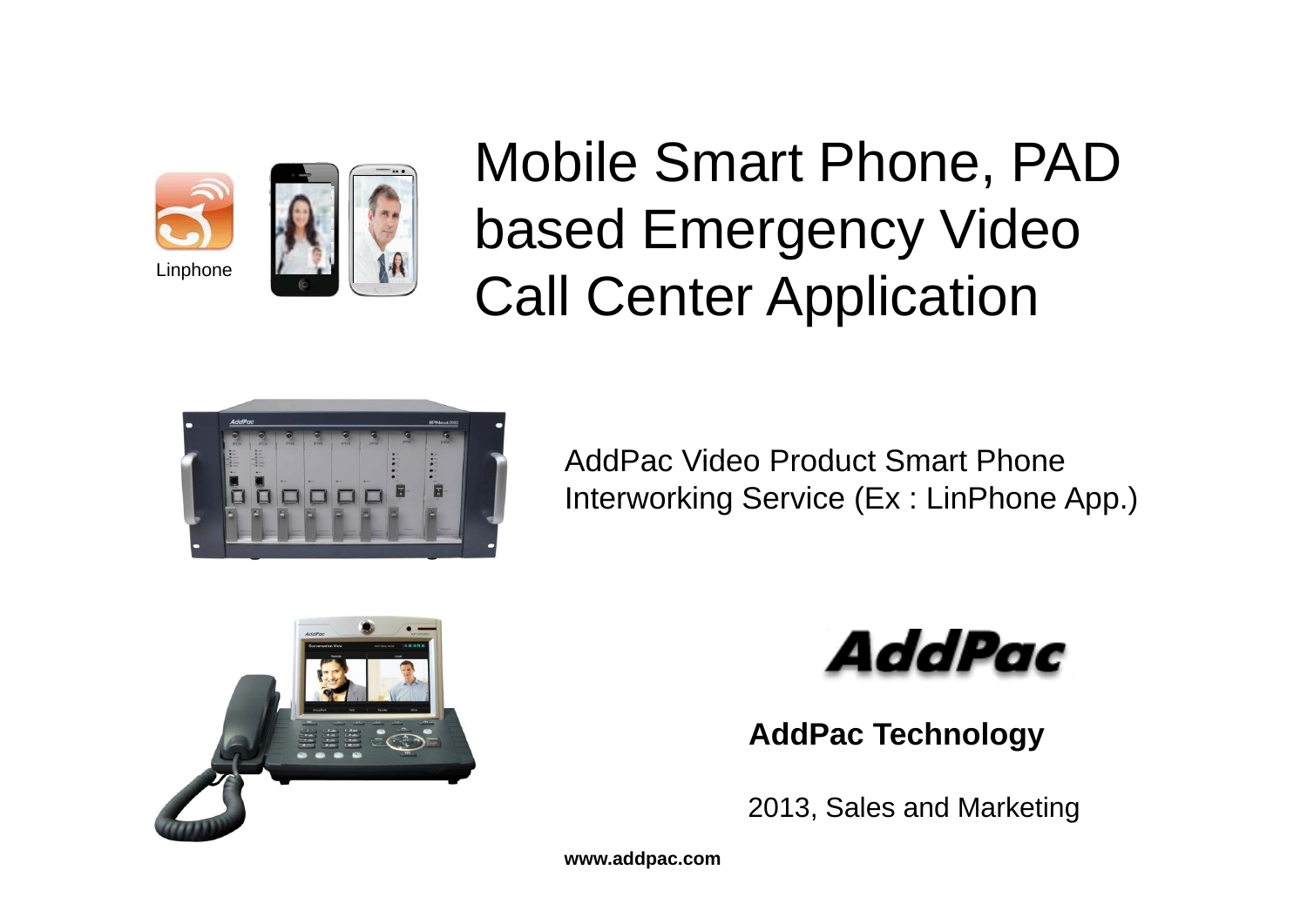# Mobile Smart Phone, PAD based Emergency Video Call Center Application

Linphone

AddPac Video Product Smart Phone Interworking Service (Ex : LinPhone App.)

**AddPac Technology**

2013, Sales and Marketing

**www.addpac.com**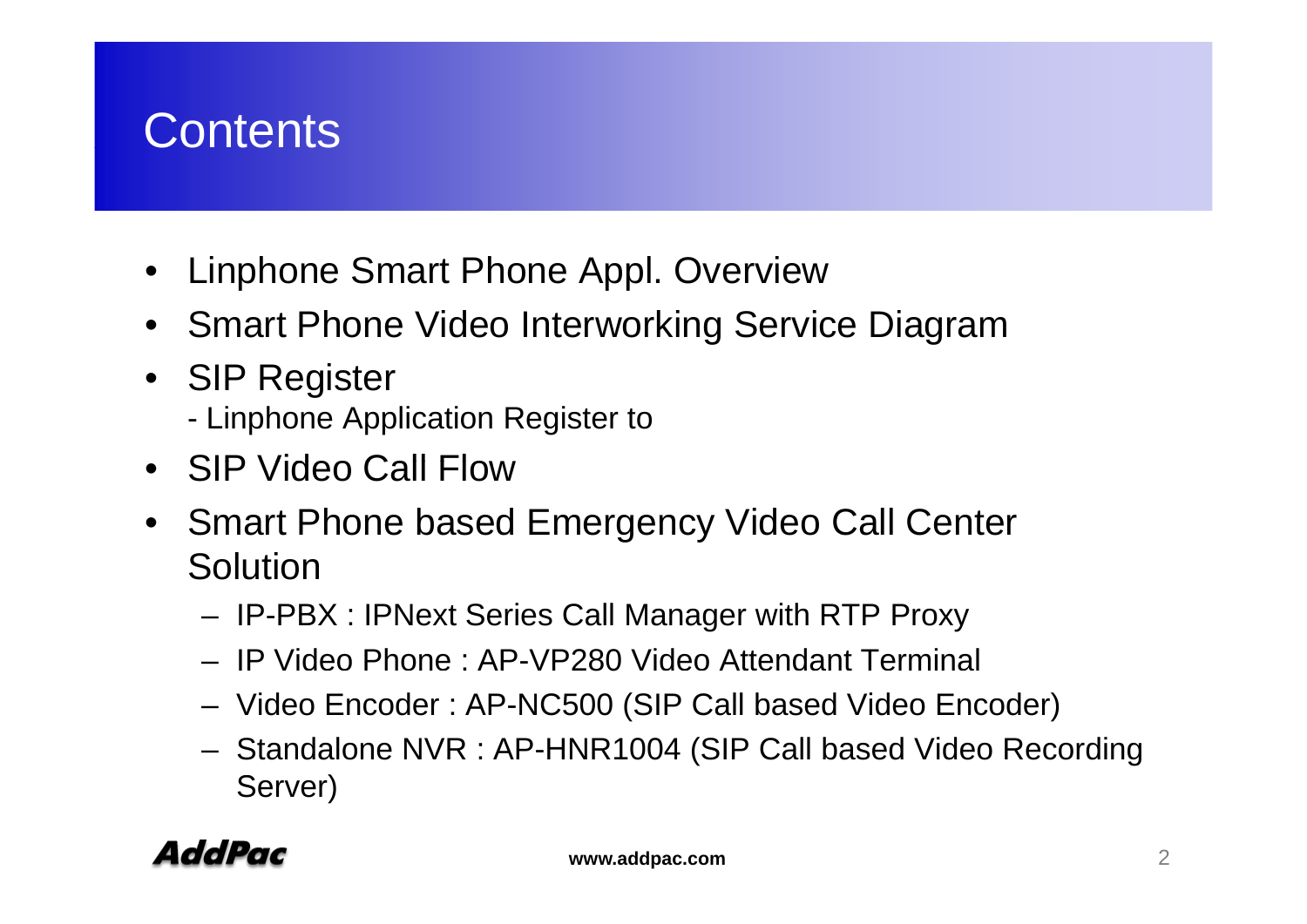# Contents

- Linphone Smart Phone Appl. Overview
- Smart Phone Video Interworking Service Diagram
- SIP Register
  - Linphone Application Register to
- SIP Video Call Flow
- Smart Phone based Emergency Video Call Center Solution
  - IP-PBX : IPNext Series Call Manager with RTP Proxy
  - IP Video Phone : AP-VP280 Video Attendant Terminal
  - Video Encoder : AP-NC500 (SIP Call based Video Encoder)
  - Standalone NVR : AP-HNR1004 (SIP Call based Video Recording Server)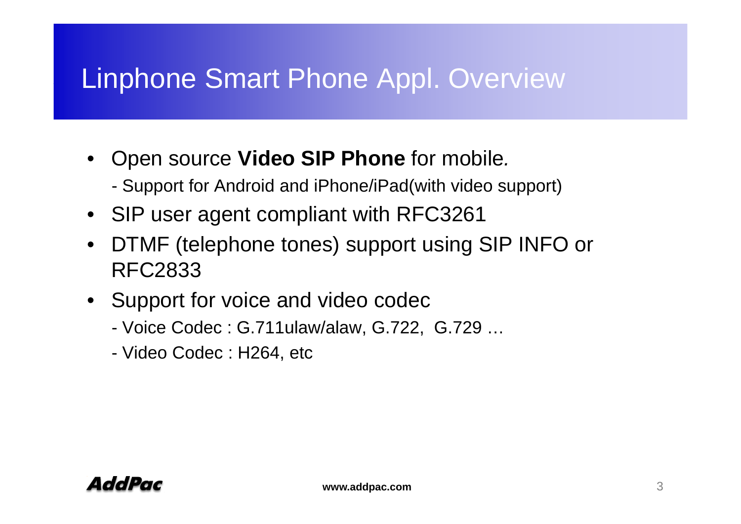# Linphone Smart Phone Appl. Overview

- Open source **Video SIP Phone** for mobile.
  - Support for Android and iPhone/iPad(with video support)
- SIP user agent compliant with RFC3261
- DTMF (telephone tones) support using SIP INFO or RFC2833
- Support for voice and video codec
  - Voice Codec : G.711ulaw/alaw, G.722, G.729 …
  - Video Codec : H264, etc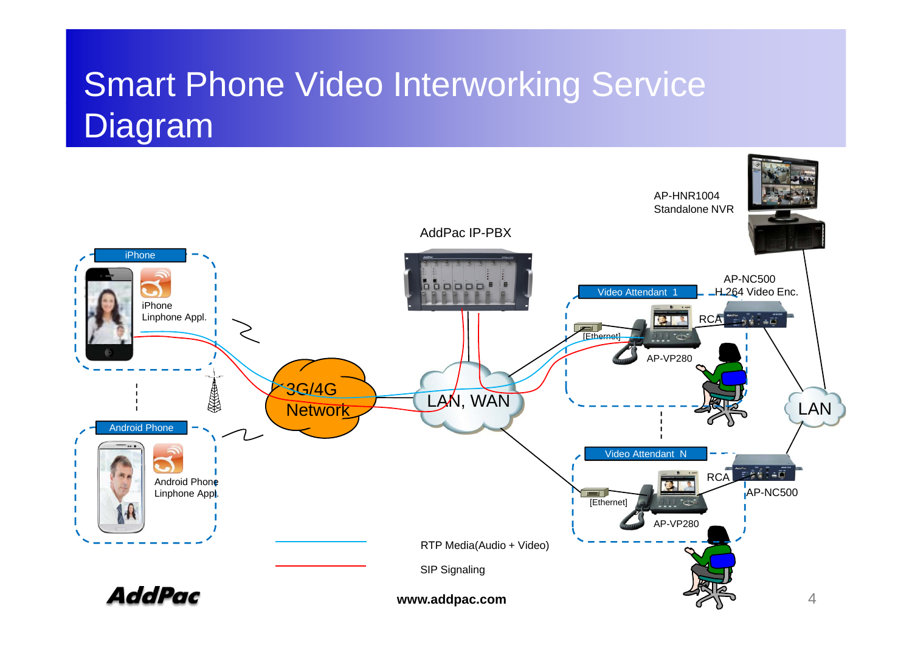# Smart Phone Video Interworking Service Diagram

iPhone

iPhone Linphone Appl.

Android Phone

Android Phone Linphone Appl.

3G/4G Network

AddPac IP-PBX

LAN, WAN

AP-HNR1004 Standalone NVR

Video Attendant 1

AP-NC500 H.264 Video Enc.

RCA

[Ethernet]

AP-VP280

LAN

Video Attendant N

RCA

AP-NC500

[Ethernet]

AP-VP280

RTP Media(Audio + Video)

SIP Signaling

www.addpac.com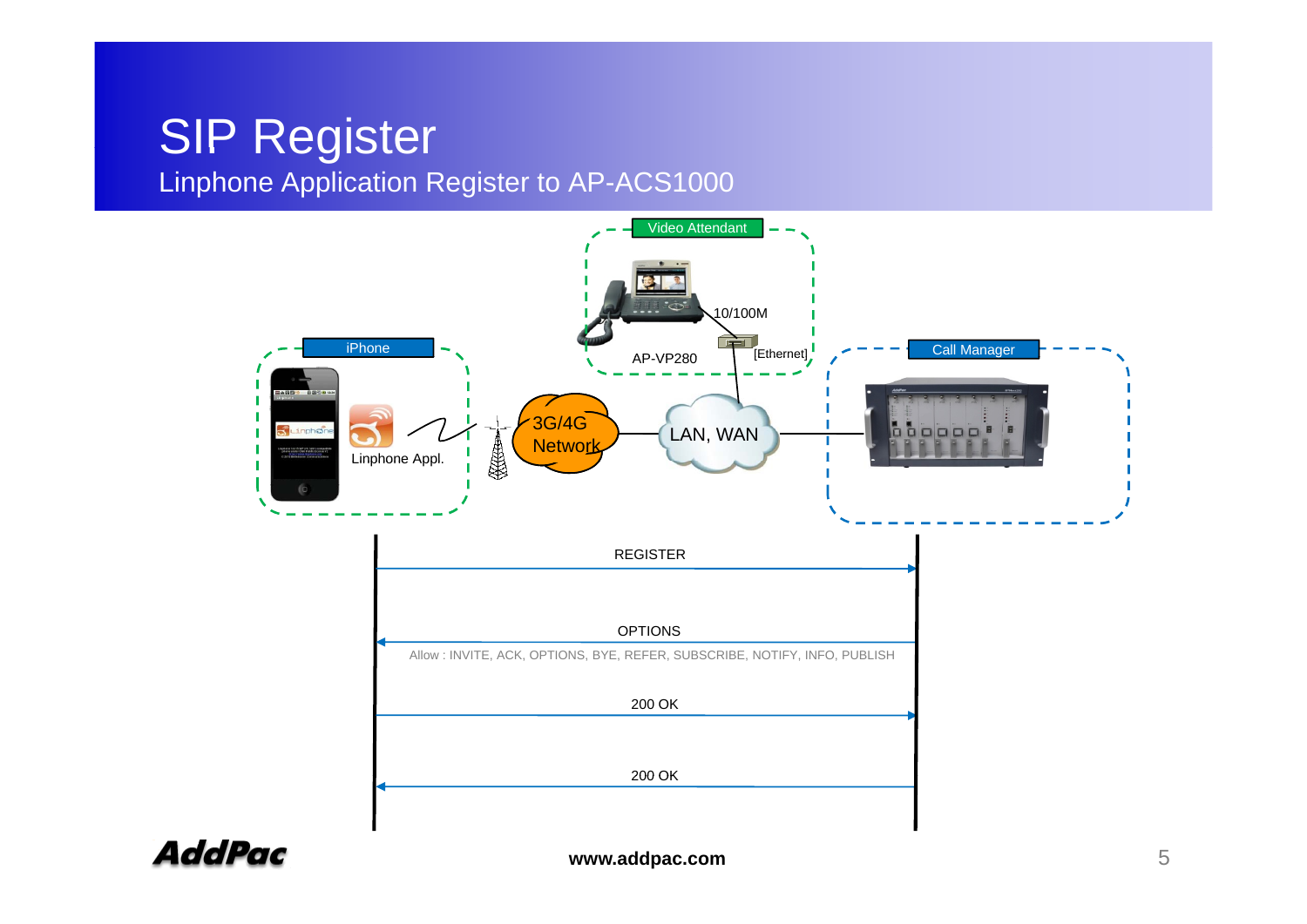# SIP Register

## Linphone Application Register to AP-ACS1000

Video Attendant

10/100M

AP-VP280

[Ethernet]

iPhone

Linphone Appl.

3G/4G Network

LAN, WAN

Call Manager

REGISTER

OPTIONS

Allow : INVITE, ACK, OPTIONS, BYE, REFER, SUBSCRIBE, NOTIFY, INFO, PUBLISH

200 OK

200 OK

www.addpac.com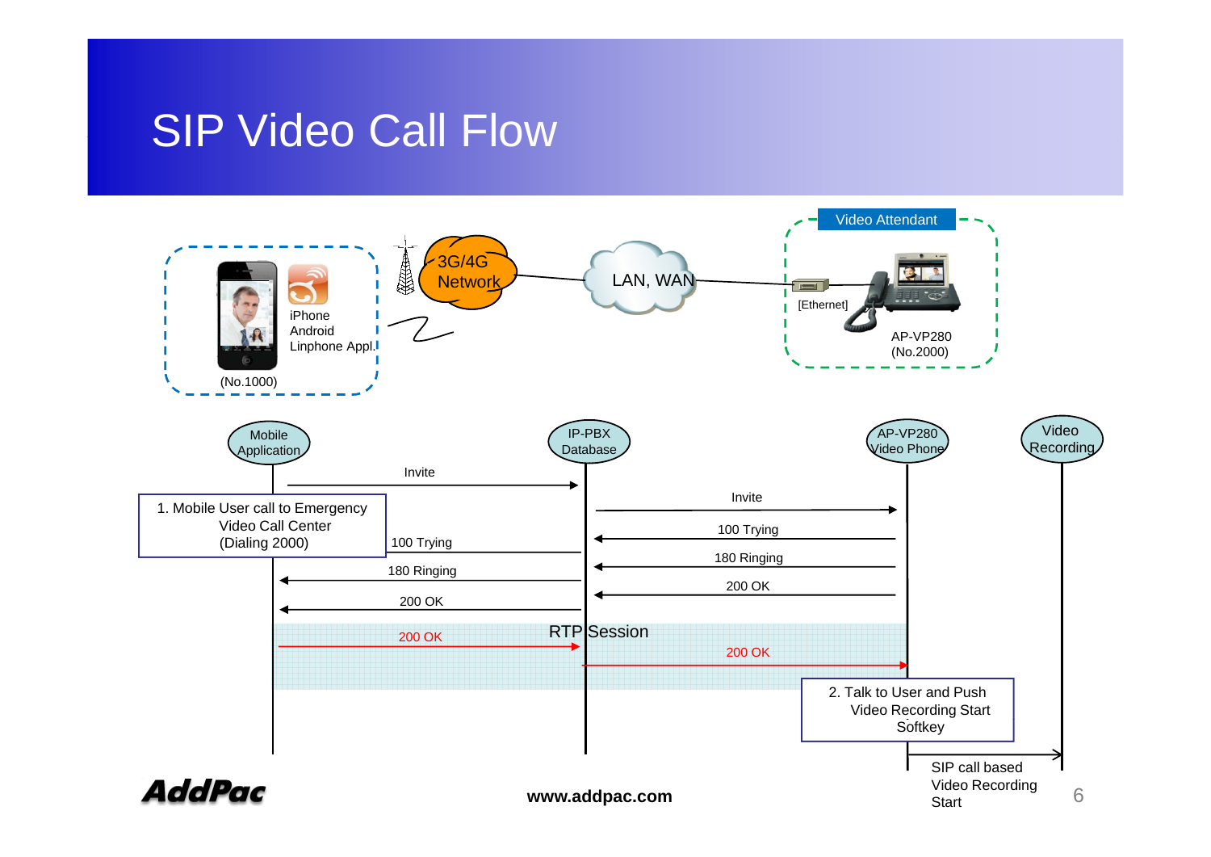# SIP Video Call Flow

iPhone
Android
Linphone Appl.

(No.1000)

3G/4G Network

LAN, WAN

Video Attendant

[Ethernet]

AP-VP280
(No.2000)

Mobile Application

IP-PBX Database

AP-VP280 Video Phone

Video Recording

Invite

1. Mobile User call to Emergency Video Call Center (Dialing 2000)

Invite

100 Trying

100 Trying

180 Ringing

180 Ringing

200 OK

200 OK

RTP Session

200 OK

200 OK

2. Talk to User and Push Video Recording Start Softkey

SIP call based Video Recording Start

**www.addpac.com**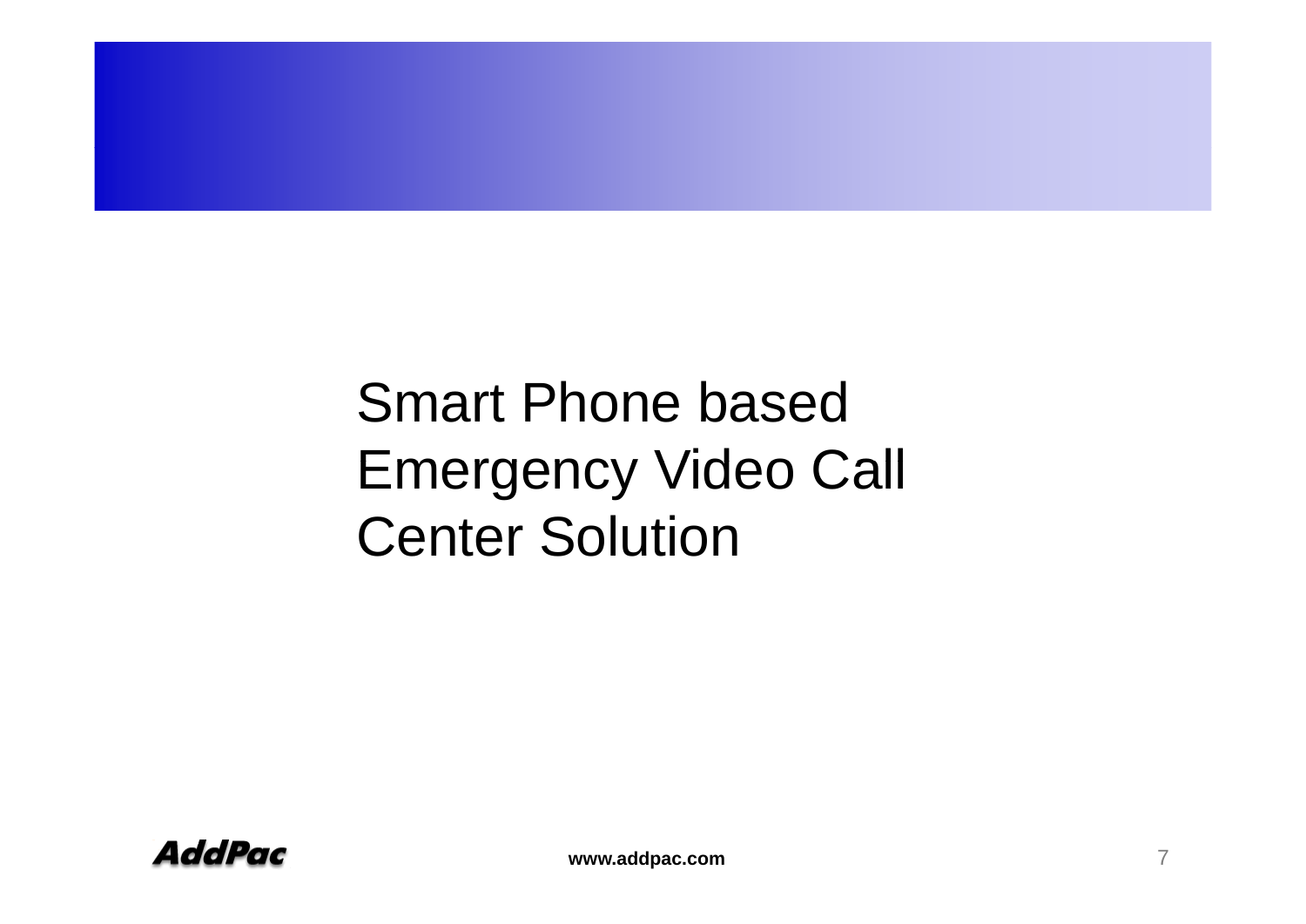# Smart Phone based Emergency Video Call Center Solution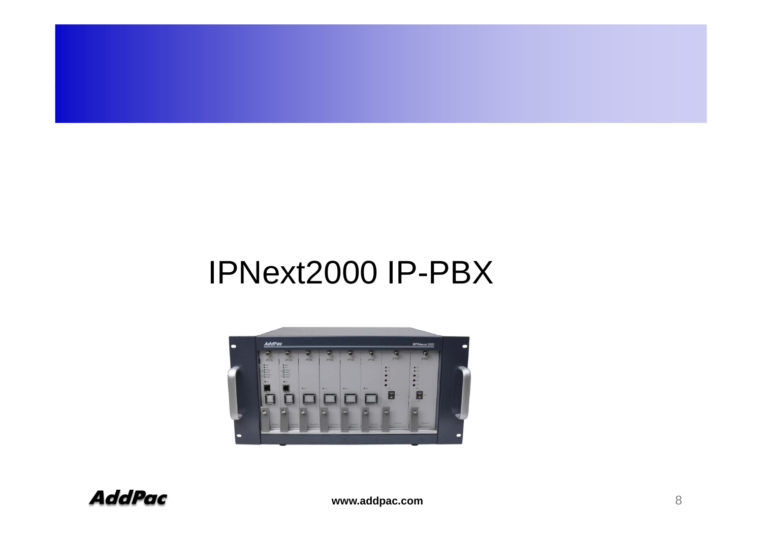# IPNext2000 IP-PBX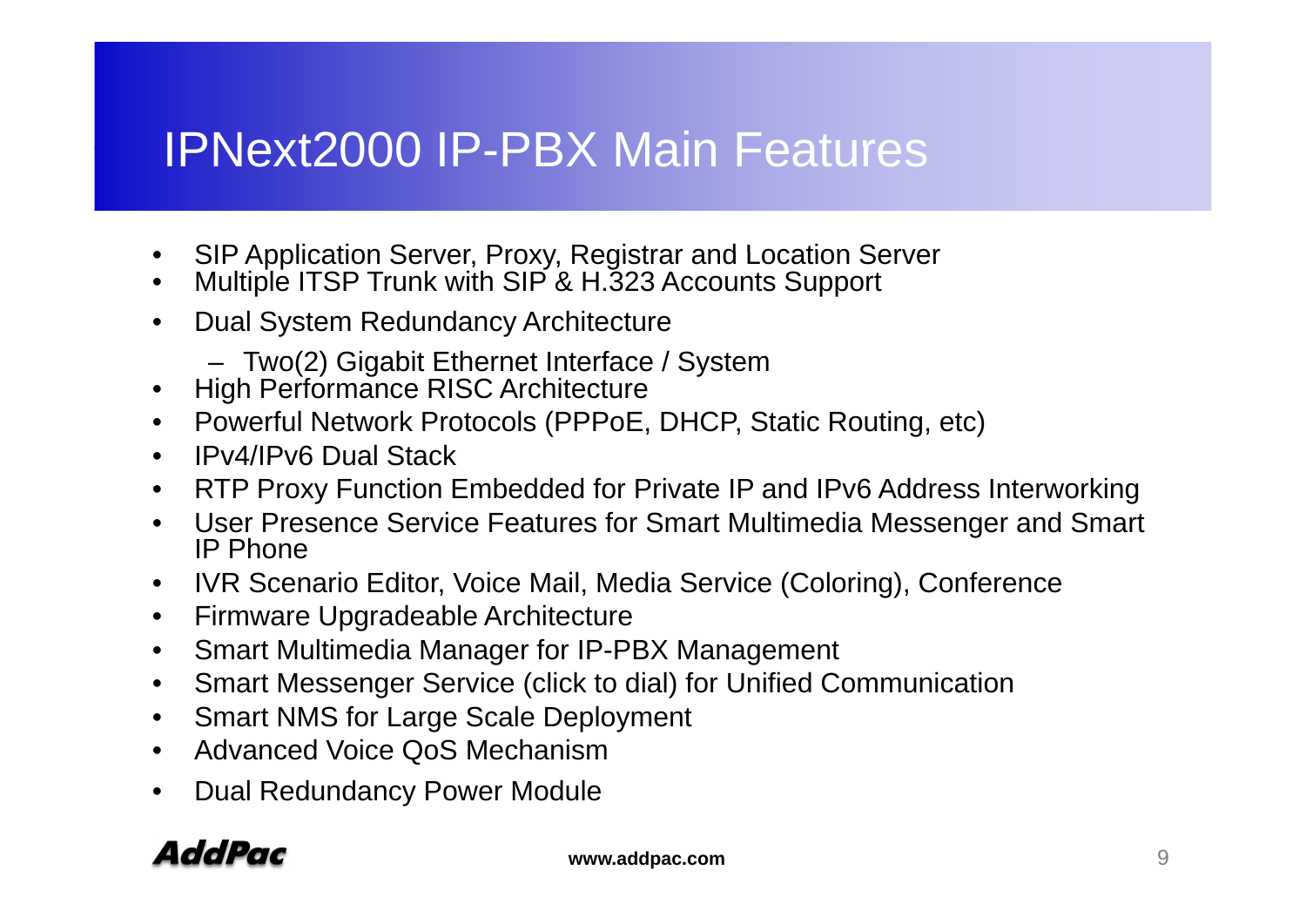# IPNext2000 IP-PBX Main Features

- SIP Application Server, Proxy, Registrar and Location Server
- Multiple ITSP Trunk with SIP & H.323 Accounts Support
- Dual System Redundancy Architecture
  - Two(2) Gigabit Ethernet Interface / System
- High Performance RISC Architecture
- Powerful Network Protocols (PPPoE, DHCP, Static Routing, etc)
- IPv4/IPv6 Dual Stack
- RTP Proxy Function Embedded for Private IP and IPv6 Address Interworking
- User Presence Service Features for Smart Multimedia Messenger and Smart IP Phone
- IVR Scenario Editor, Voice Mail, Media Service (Coloring), Conference
- Firmware Upgradeable Architecture
- Smart Multimedia Manager for IP-PBX Management
- Smart Messenger Service (click to dial) for Unified Communication
- Smart NMS for Large Scale Deployment
- Advanced Voice QoS Mechanism
- Dual Redundancy Power Module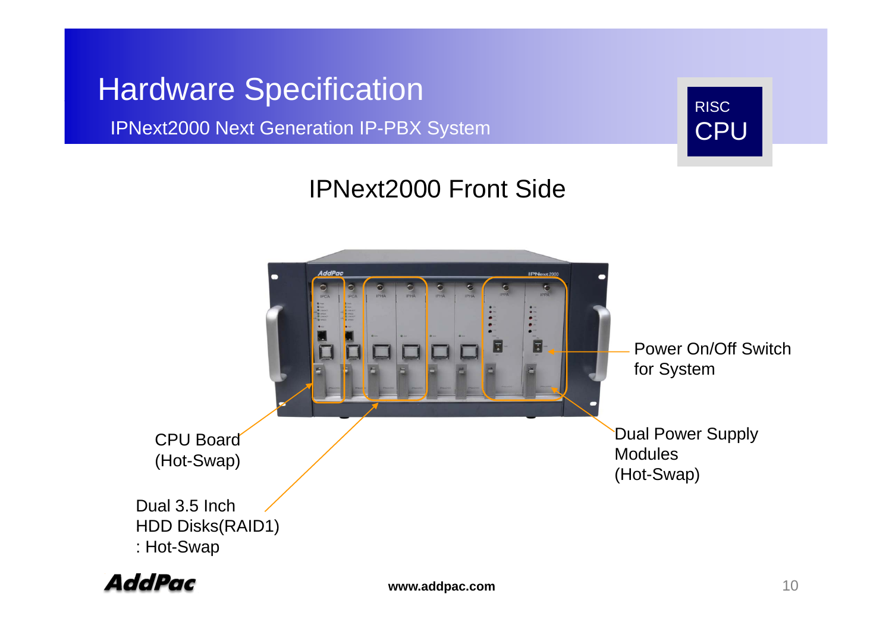# Hardware Specification

IPNext2000 Next Generation IP-PBX System

RISC CPU

## IPNext2000 Front Side

CPU Board (Hot-Swap)

Dual 3.5 Inch HDD Disks(RAID1) : Hot-Swap

Power On/Off Switch for System

Dual Power Supply Modules (Hot-Swap)

www.addpac.com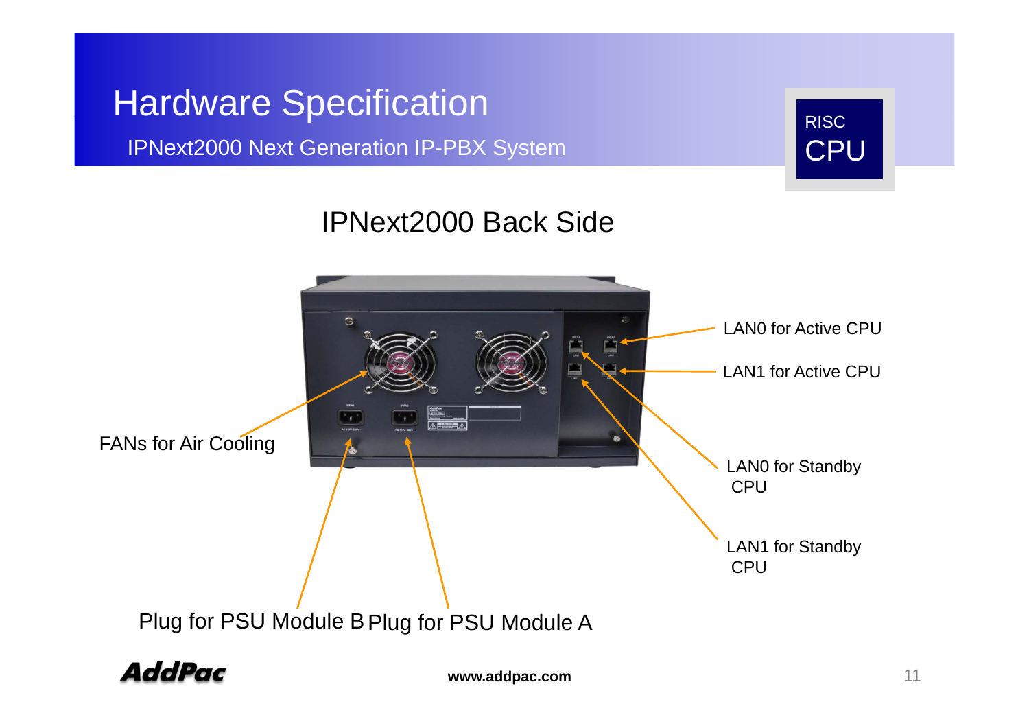# Hardware Specification

IPNext2000 Next Generation IP-PBX System

RISC CPU

## IPNext2000 Back Side

LAN0 for Active CPU

LAN1 for Active CPU

FANs for Air Cooling

LAN0 for Standby CPU

LAN1 for Standby CPU

Plug for PSU Module B

Plug for PSU Module A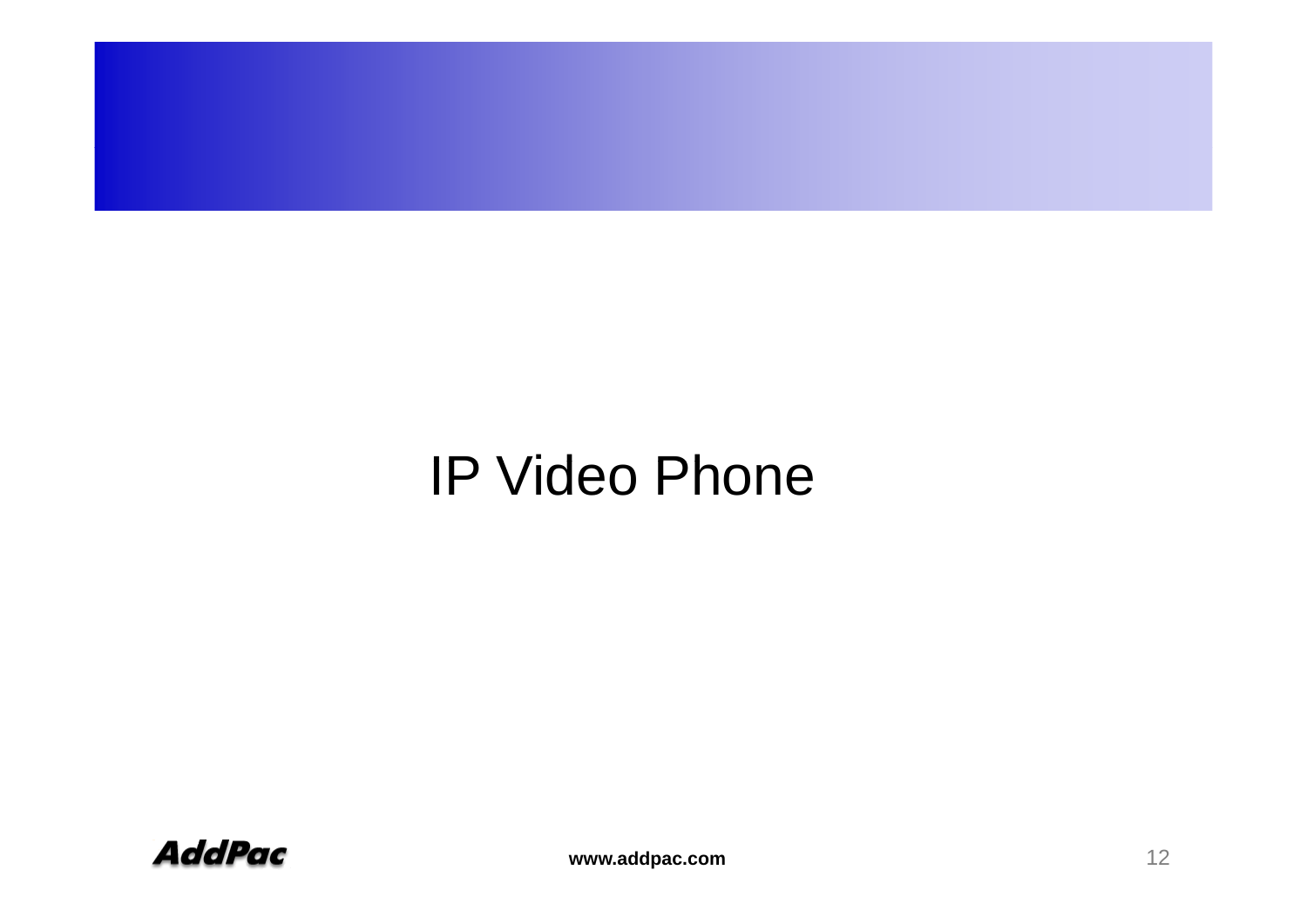# IP Video Phone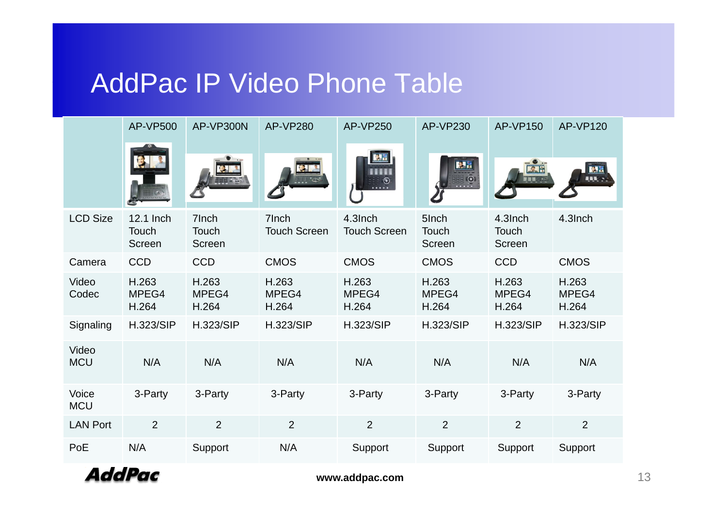# AddPac IP Video Phone Table

| | AP-VP500 | AP-VP300N | AP-VP280 | AP-VP250 | AP-VP230 | AP-VP150 | AP-VP120 |
|---|---|---|---|---|---|---|---|
| LCD Size | 12.1 Inch Touch Screen | 7Inch Touch Screen | 7Inch Touch Screen | 4.3Inch Touch Screen | 5Inch Touch Screen | 4.3Inch Touch Screen | 4.3Inch |
| Camera | CCD | CCD | CMOS | CMOS | CMOS | CCD | CMOS |
| Video Codec | H.263 MPEG4 H.264 | H.263 MPEG4 H.264 | H.263 MPEG4 H.264 | H.263 MPEG4 H.264 | H.263 MPEG4 H.264 | H.263 MPEG4 H.264 | H.263 MPEG4 H.264 |
| Signaling | H.323/SIP | H.323/SIP | H.323/SIP | H.323/SIP | H.323/SIP | H.323/SIP | H.323/SIP |
| Video MCU | N/A | N/A | N/A | N/A | N/A | N/A | N/A |
| Voice MCU | 3-Party | 3-Party | 3-Party | 3-Party | 3-Party | 3-Party | 3-Party |
| LAN Port | 2 | 2 | 2 | 2 | 2 | 2 | 2 |
| PoE | N/A | Support | N/A | Support | Support | Support | Support |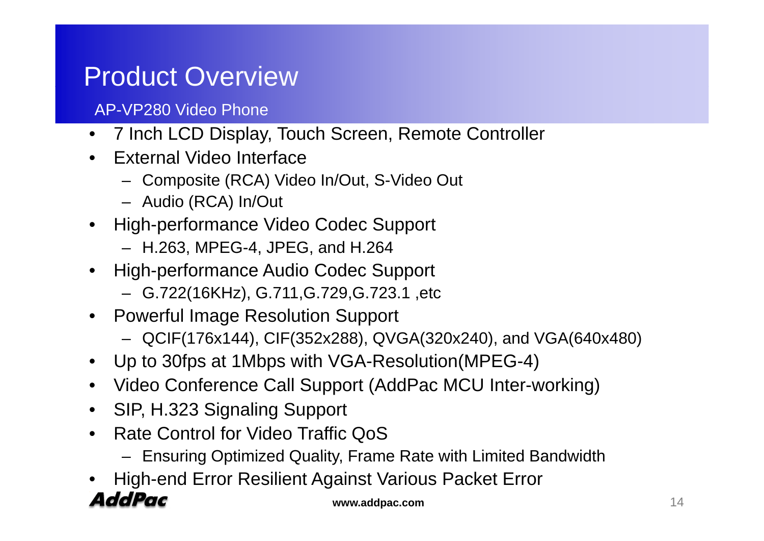# Product Overview

## AP-VP280 Video Phone

- 7 Inch LCD Display, Touch Screen, Remote Controller
- External Video Interface
  - Composite (RCA) Video In/Out, S-Video Out
  - Audio (RCA) In/Out
- High-performance Video Codec Support
  - H.263, MPEG-4, JPEG, and H.264
- High-performance Audio Codec Support
  - G.722(16KHz), G.711,G.729,G.723.1 ,etc
- Powerful Image Resolution Support
  - QCIF(176x144), CIF(352x288), QVGA(320x240), and VGA(640x480)
- Up to 30fps at 1Mbps with VGA-Resolution(MPEG-4)
- Video Conference Call Support (AddPac MCU Inter-working)
- SIP, H.323 Signaling Support
- Rate Control for Video Traffic QoS
  - Ensuring Optimized Quality, Frame Rate with Limited Bandwidth
- High-end Error Resilient Against Various Packet Error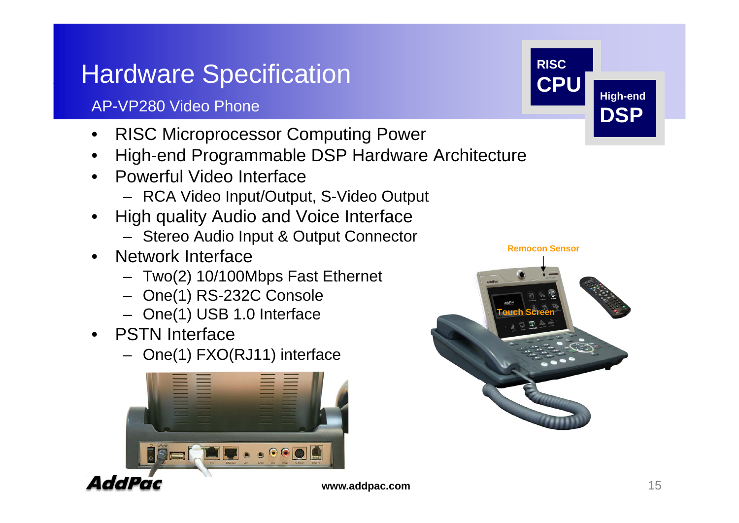# Hardware Specification

## AP-VP280 Video Phone

RISC CPU

High-end DSP

- RISC Microprocessor Computing Power
- High-end Programmable DSP Hardware Architecture
- Powerful Video Interface
  - RCA Video Input/Output, S-Video Output
- High quality Audio and Voice Interface
  - Stereo Audio Input & Output Connector
- Network Interface
  - Two(2) 10/100Mbps Fast Ethernet
  - One(1) RS-232C Console
  - One(1) USB 1.0 Interface
- PSTN Interface
  - One(1) FXO(RJ11) interface

Remocon Sensor

Touch Screen

www.addpac.com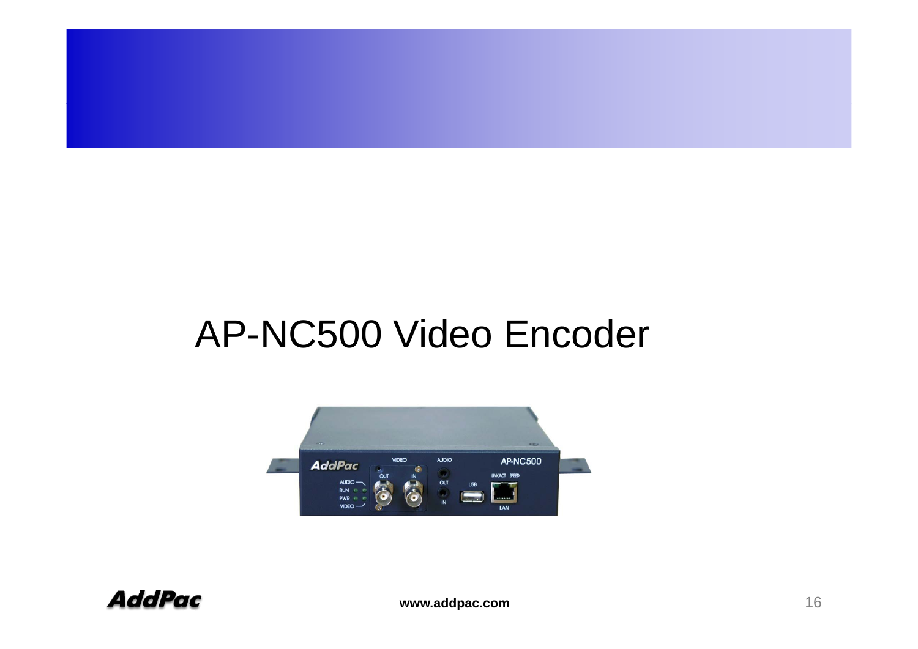# AP-NC500 Video Encoder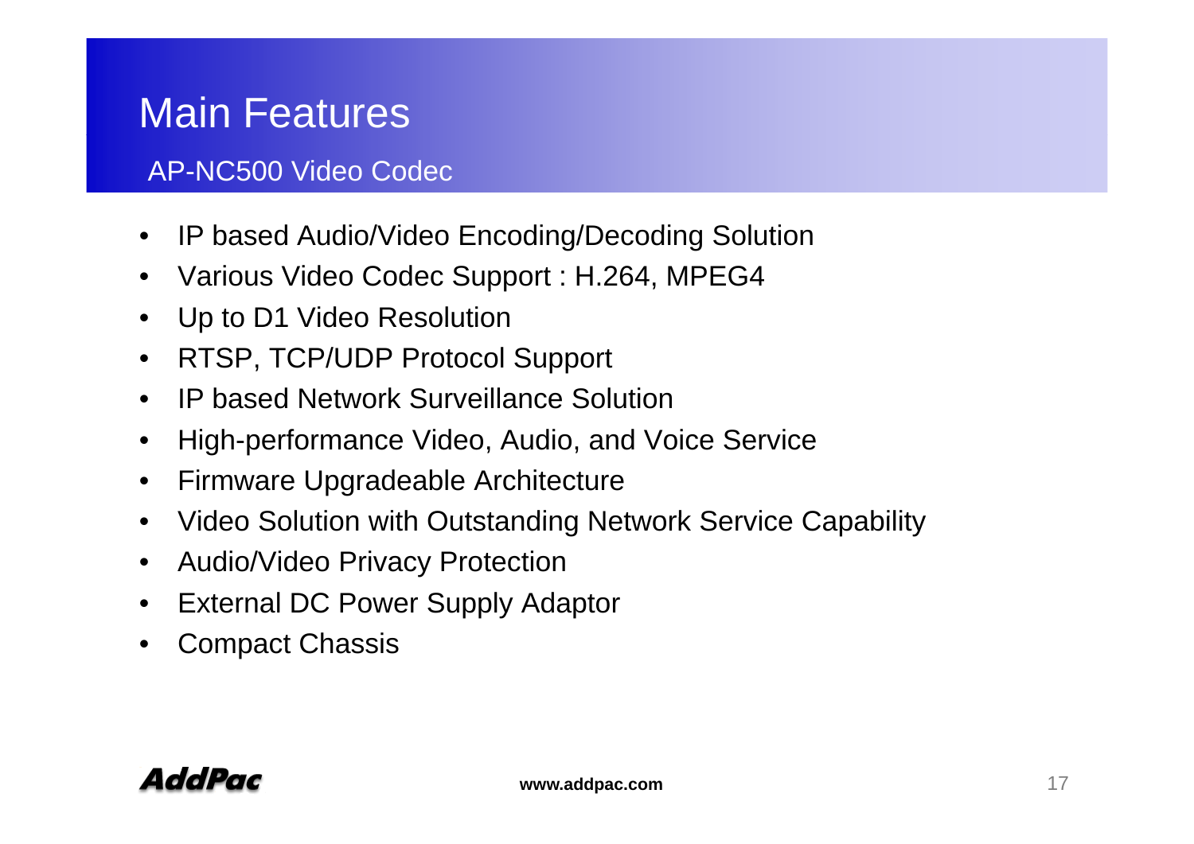# Main Features

## AP-NC500 Video Codec

- IP based Audio/Video Encoding/Decoding Solution
- Various Video Codec Support : H.264, MPEG4
- Up to D1 Video Resolution
- RTSP, TCP/UDP Protocol Support
- IP based Network Surveillance Solution
- High-performance Video, Audio, and Voice Service
- Firmware Upgradeable Architecture
- Video Solution with Outstanding Network Service Capability
- Audio/Video Privacy Protection
- External DC Power Supply Adaptor
- Compact Chassis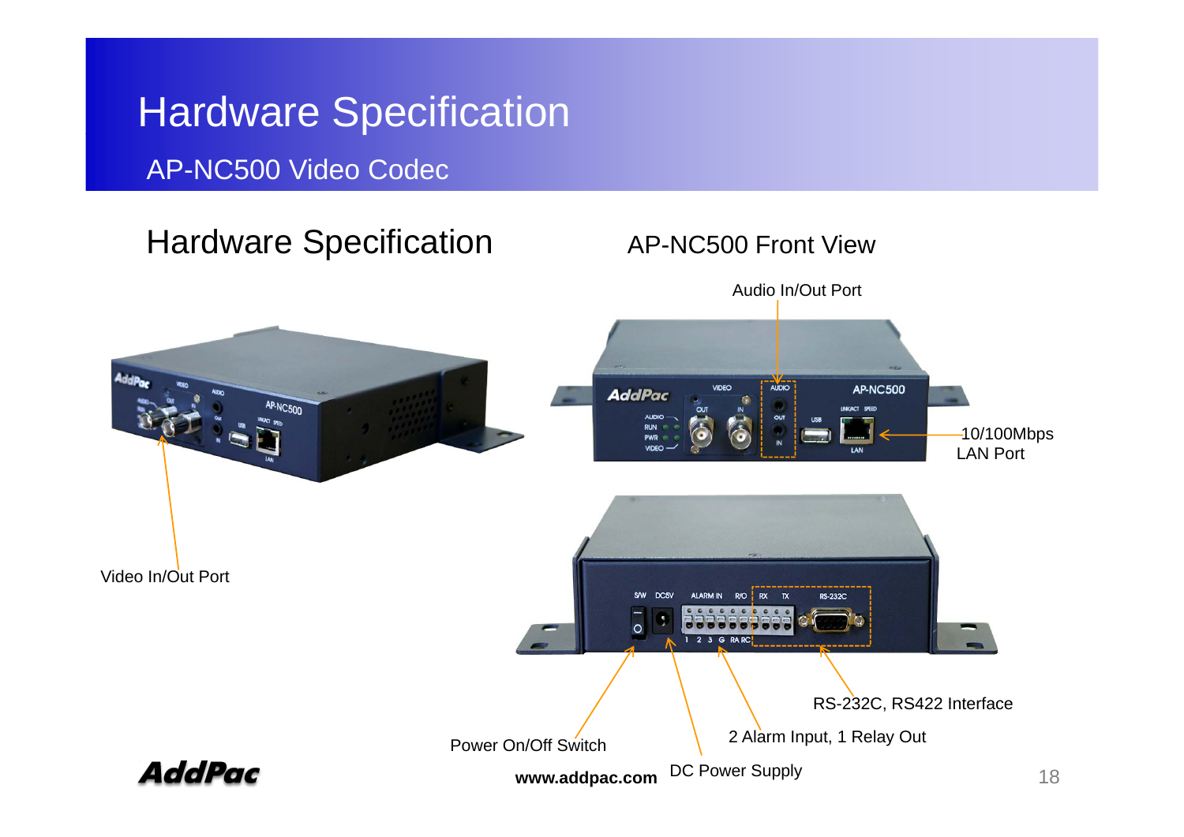# Hardware Specification

## AP-NC500 Video Codec

### Hardware Specification

AP-NC500 Front View

Audio In/Out Port

10/100Mbps LAN Port

Video In/Out Port

RS-232C, RS422 Interface

2 Alarm Input, 1 Relay Out

Power On/Off Switch

DC Power Supply

www.addpac.com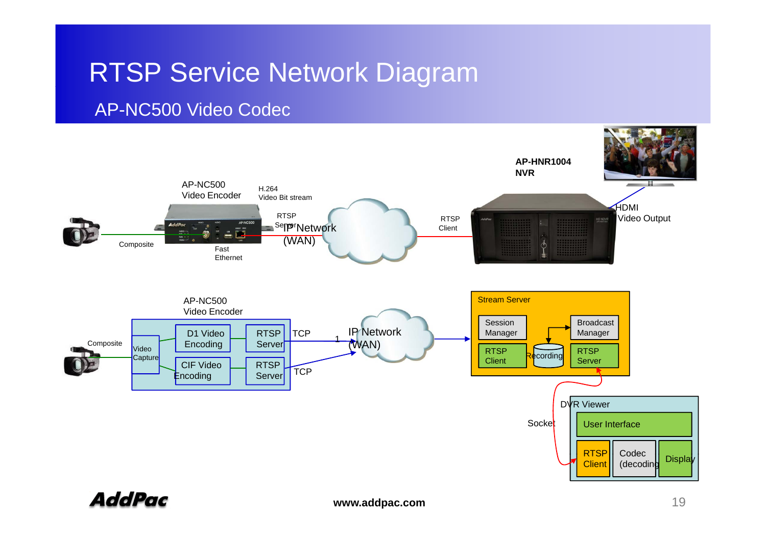# RTSP Service Network Diagram

## AP-NC500 Video Codec

AP-NC500 Video Encoder

H.264 Video Bit stream

RTSP Server

IP Network (WAN)

RTSP Client

AP-HNR1004 NVR

HDMI Video Output

Composite

Fast Ethernet

AP-NC500 Video Encoder

Composite

Video Capture

D1 Video Encoding

CIF Video Encoding

RTSP Server

RTSP Server

TCP

TCP

1

IP Network (WAN)

Stream Server

Session Manager

Broadcast Manager

RTSP Client

Recording

RTSP Server

Socket

DVR Viewer

User Interface

RTSP Client

Codec (decoding)

Display

www.addpac.com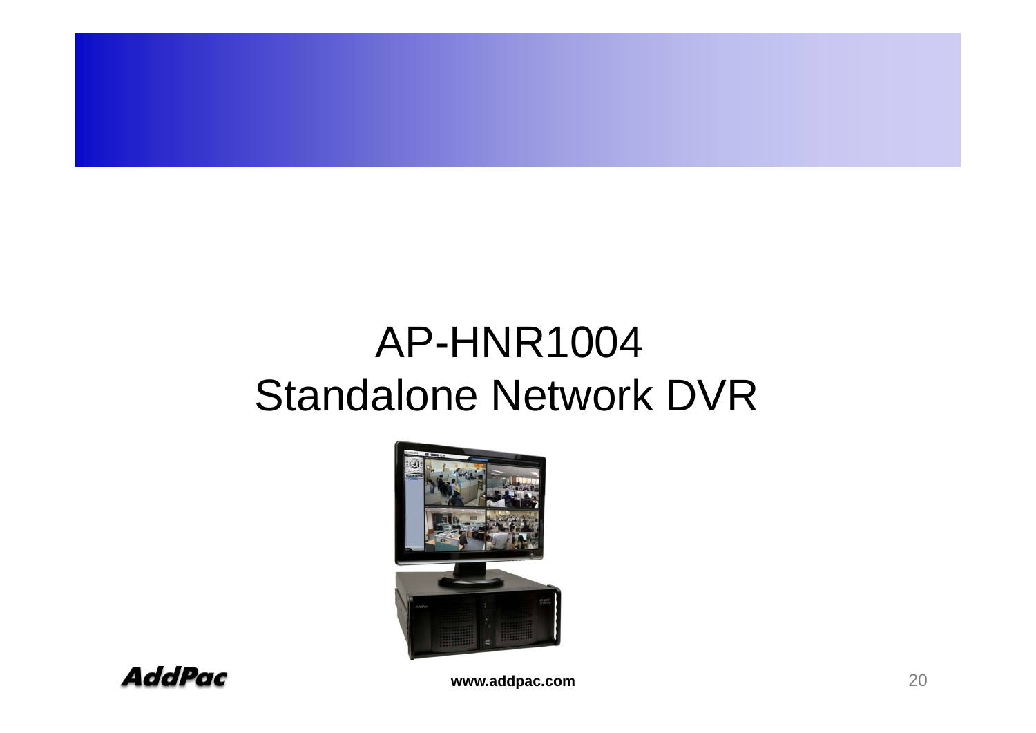# AP-HNR1004
# Standalone Network DVR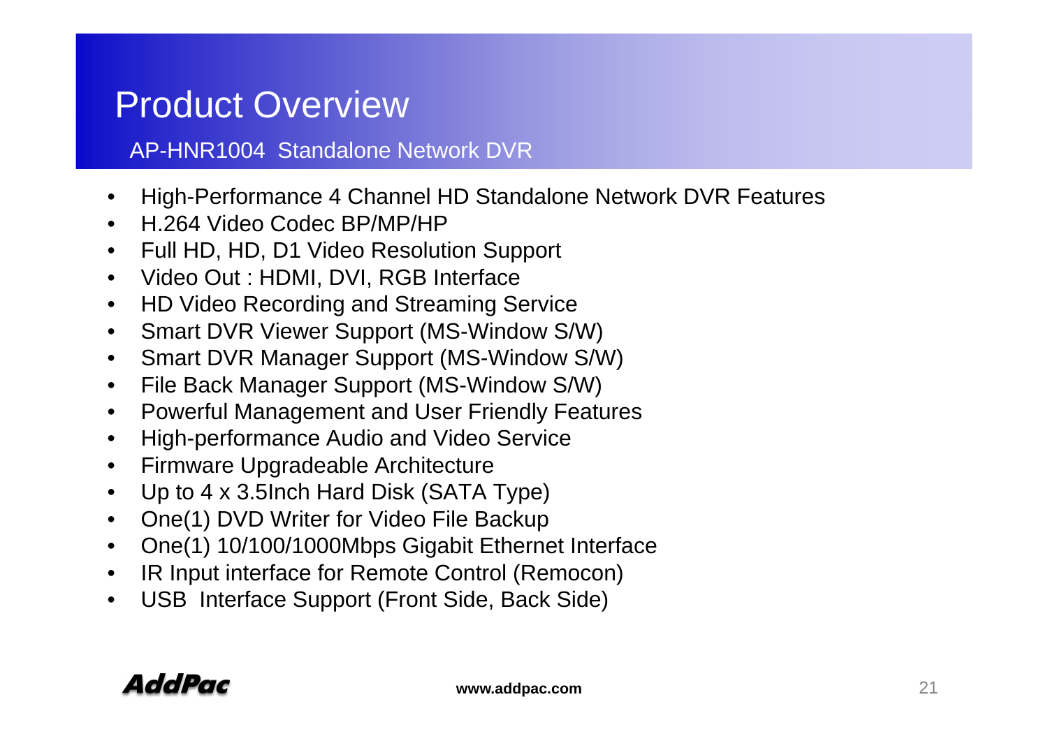# Product Overview

## AP-HNR1004 Standalone Network DVR

- High-Performance 4 Channel HD Standalone Network DVR Features
- H.264 Video Codec BP/MP/HP
- Full HD, HD, D1 Video Resolution Support
- Video Out : HDMI, DVI, RGB Interface
- HD Video Recording and Streaming Service
- Smart DVR Viewer Support (MS-Window S/W)
- Smart DVR Manager Support (MS-Window S/W)
- File Back Manager Support (MS-Window S/W)
- Powerful Management and User Friendly Features
- High-performance Audio and Video Service
- Firmware Upgradeable Architecture
- Up to 4 x 3.5Inch Hard Disk (SATA Type)
- One(1) DVD Writer for Video File Backup
- One(1) 10/100/1000Mbps Gigabit Ethernet Interface
- IR Input interface for Remote Control (Remocon)
- USB Interface Support (Front Side, Back Side)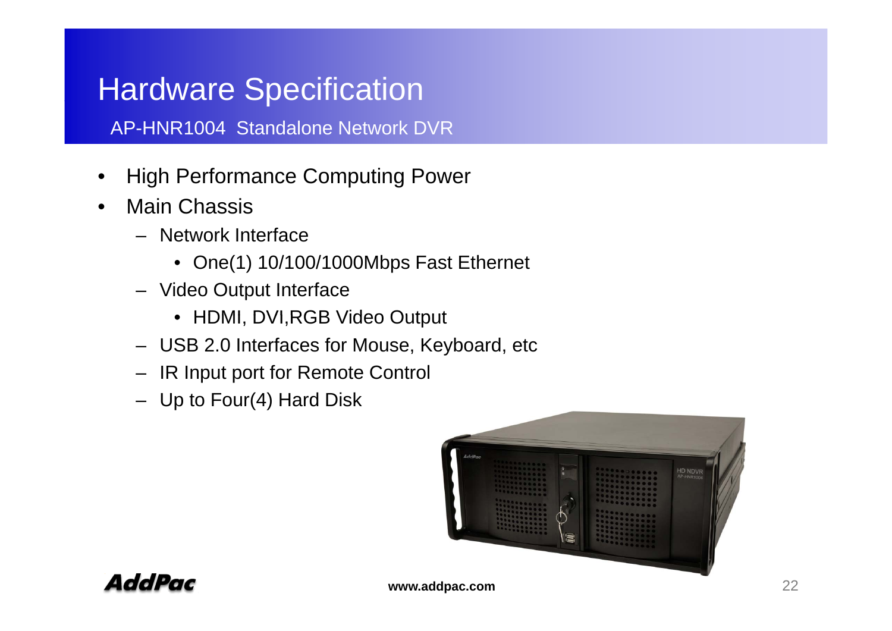# Hardware Specification

## AP-HNR1004 Standalone Network DVR

- High Performance Computing Power
- Main Chassis
  - Network Interface
    - One(1) 10/100/1000Mbps Fast Ethernet
  - Video Output Interface
    - HDMI, DVI,RGB Video Output
  - USB 2.0 Interfaces for Mouse, Keyboard, etc
  - IR Input port for Remote Control
  - Up to Four(4) Hard Disk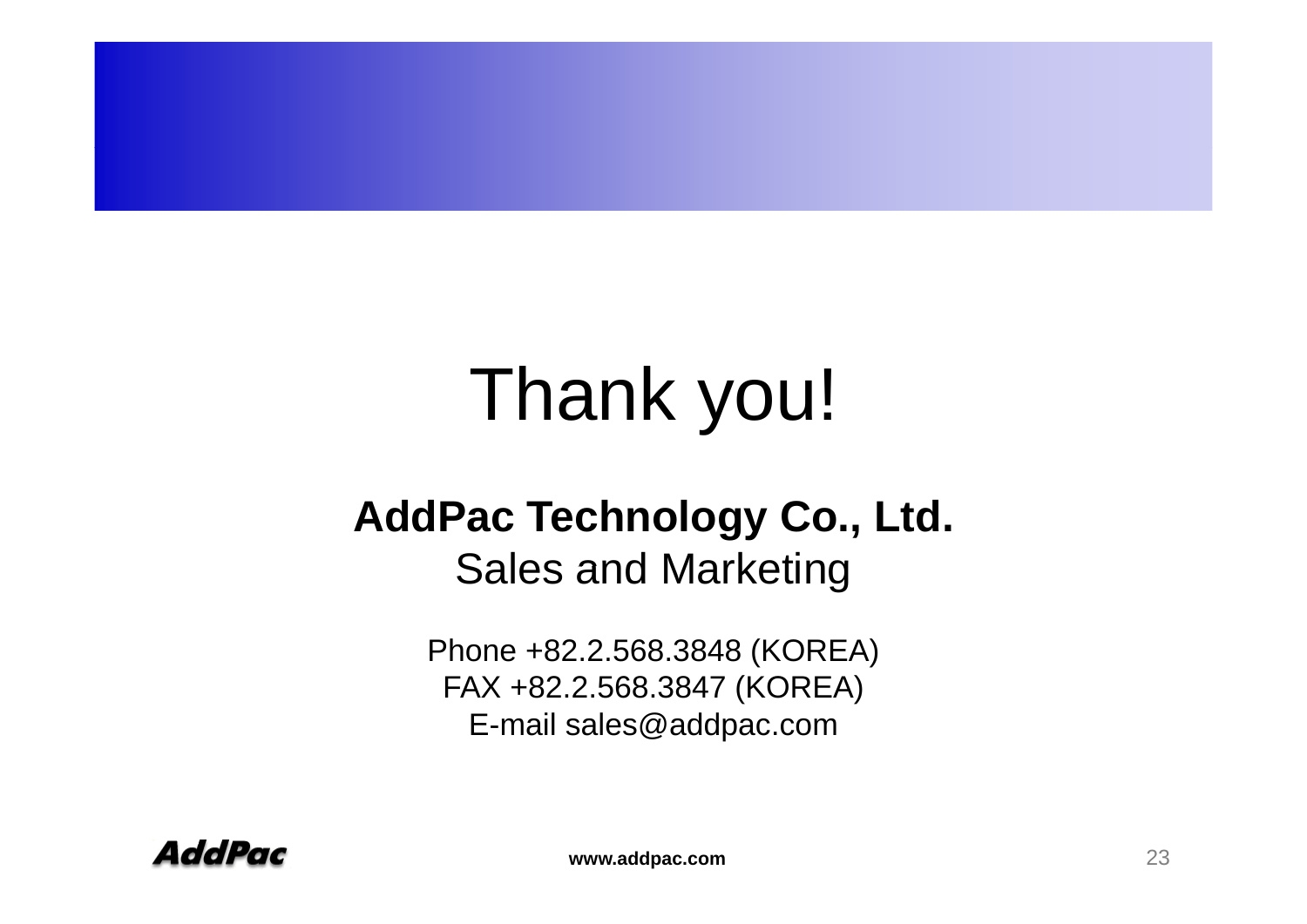# Thank you!

**AddPac Technology Co., Ltd.**

Sales and Marketing

Phone +82.2.568.3848 (KOREA)
FAX +82.2.568.3847 (KOREA)
E-mail sales@addpac.com